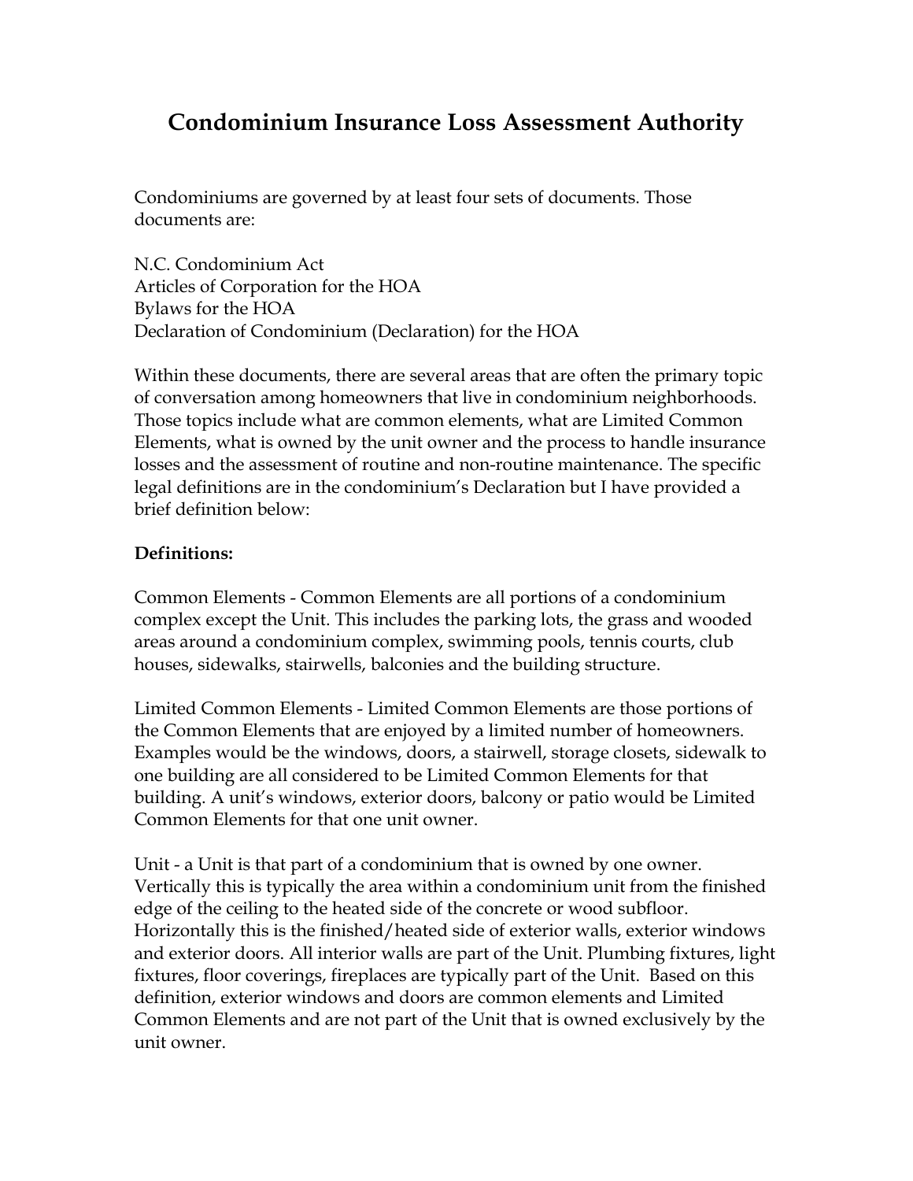# Condominium Insurance Loss Assessment Authority

Condominiums are governed by at least four sets of documents. Those documents are:

N.C. Condominium Act
Articles of Corporation for the HOA
Bylaws for the HOA
Declaration of Condominium (Declaration) for the HOA

Within these documents, there are several areas that are often the primary topic of conversation among homeowners that live in condominium neighborhoods. Those topics include what are common elements, what are Limited Common Elements, what is owned by the unit owner and the process to handle insurance losses and the assessment of routine and non-routine maintenance. The specific legal definitions are in the condominium's Declaration but I have provided a brief definition below:

**Definitions:**

Common Elements - Common Elements are all portions of a condominium complex except the Unit. This includes the parking lots, the grass and wooded areas around a condominium complex, swimming pools, tennis courts, club houses, sidewalks, stairwells, balconies and the building structure.

Limited Common Elements - Limited Common Elements are those portions of the Common Elements that are enjoyed by a limited number of homeowners. Examples would be the windows, doors, a stairwell, storage closets, sidewalk to one building are all considered to be Limited Common Elements for that building. A unit's windows, exterior doors, balcony or patio would be Limited Common Elements for that one unit owner.

Unit - a Unit is that part of a condominium that is owned by one owner. Vertically this is typically the area within a condominium unit from the finished edge of the ceiling to the heated side of the concrete or wood subfloor. Horizontally this is the finished/heated side of exterior walls, exterior windows and exterior doors. All interior walls are part of the Unit. Plumbing fixtures, light fixtures, floor coverings, fireplaces are typically part of the Unit. Based on this definition, exterior windows and doors are common elements and Limited Common Elements and are not part of the Unit that is owned exclusively by the unit owner.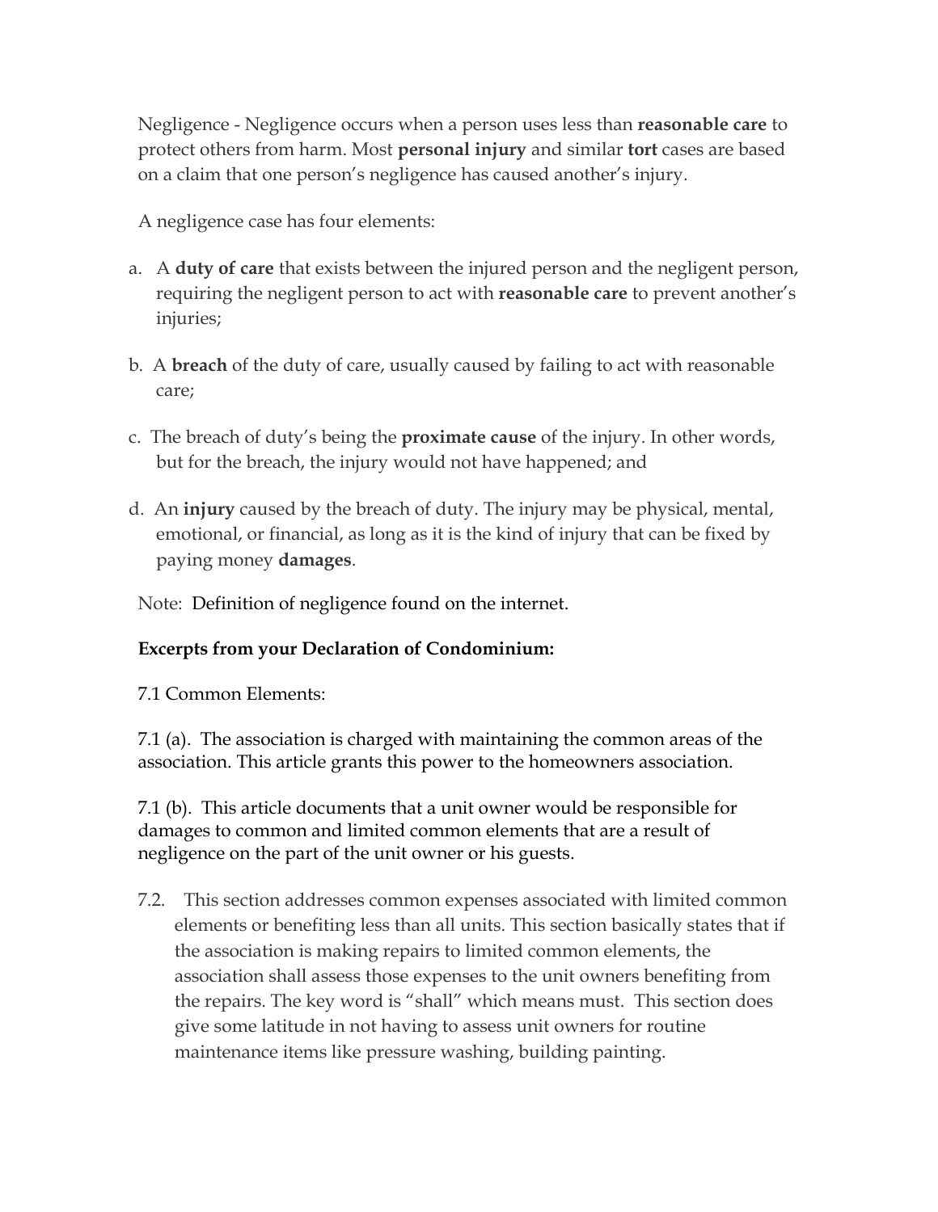Negligence - Negligence occurs when a person uses less than **reasonable care** to protect others from harm. Most **personal injury** and similar **tort** cases are based on a claim that one person's negligence has caused another's injury.

A negligence case has four elements:

a. A **duty of care** that exists between the injured person and the negligent person, requiring the negligent person to act with **reasonable care** to prevent another's injuries;

b. A **breach** of the duty of care, usually caused by failing to act with reasonable care;

c. The breach of duty's being the **proximate cause** of the injury. In other words, but for the breach, the injury would not have happened; and

d. An **injury** caused by the breach of duty. The injury may be physical, mental, emotional, or financial, as long as it is the kind of injury that can be fixed by paying money **damages**.

Note: Definition of negligence found on the internet.

**Excerpts from your Declaration of Condominium:**

7.1 Common Elements:

7.1 (a). The association is charged with maintaining the common areas of the association. This article grants this power to the homeowners association.

7.1 (b). This article documents that a unit owner would be responsible for damages to common and limited common elements that are a result of negligence on the part of the unit owner or his guests.

7.2. This section addresses common expenses associated with limited common elements or benefiting less than all units. This section basically states that if the association is making repairs to limited common elements, the association shall assess those expenses to the unit owners benefiting from the repairs. The key word is "shall" which means must. This section does give some latitude in not having to assess unit owners for routine maintenance items like pressure washing, building painting.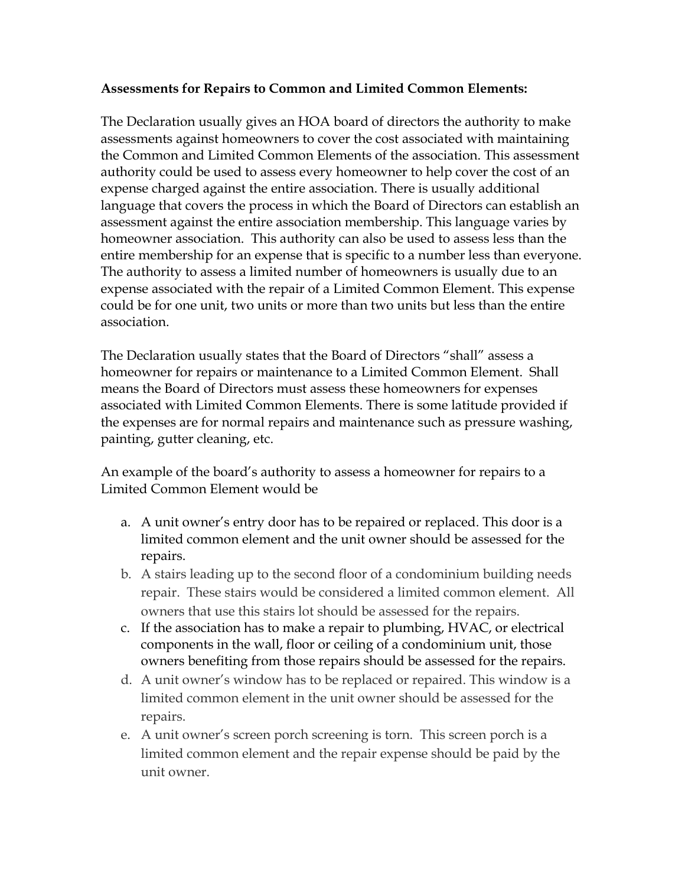**Assessments for Repairs to Common and Limited Common Elements:**

The Declaration usually gives an HOA board of directors the authority to make assessments against homeowners to cover the cost associated with maintaining the Common and Limited Common Elements of the association. This assessment authority could be used to assess every homeowner to help cover the cost of an expense charged against the entire association. There is usually additional language that covers the process in which the Board of Directors can establish an assessment against the entire association membership. This language varies by homeowner association. This authority can also be used to assess less than the entire membership for an expense that is specific to a number less than everyone. The authority to assess a limited number of homeowners is usually due to an expense associated with the repair of a Limited Common Element. This expense could be for one unit, two units or more than two units but less than the entire association.

The Declaration usually states that the Board of Directors "shall" assess a homeowner for repairs or maintenance to a Limited Common Element. Shall means the Board of Directors must assess these homeowners for expenses associated with Limited Common Elements. There is some latitude provided if the expenses are for normal repairs and maintenance such as pressure washing, painting, gutter cleaning, etc.

An example of the board's authority to assess a homeowner for repairs to a Limited Common Element would be

a. A unit owner's entry door has to be repaired or replaced. This door is a limited common element and the unit owner should be assessed for the repairs.
b. A stairs leading up to the second floor of a condominium building needs repair. These stairs would be considered a limited common element. All owners that use this stairs lot should be assessed for the repairs.
c. If the association has to make a repair to plumbing, HVAC, or electrical components in the wall, floor or ceiling of a condominium unit, those owners benefiting from those repairs should be assessed for the repairs.
d. A unit owner's window has to be replaced or repaired. This window is a limited common element in the unit owner should be assessed for the repairs.
e. A unit owner's screen porch screening is torn. This screen porch is a limited common element and the repair expense should be paid by the unit owner.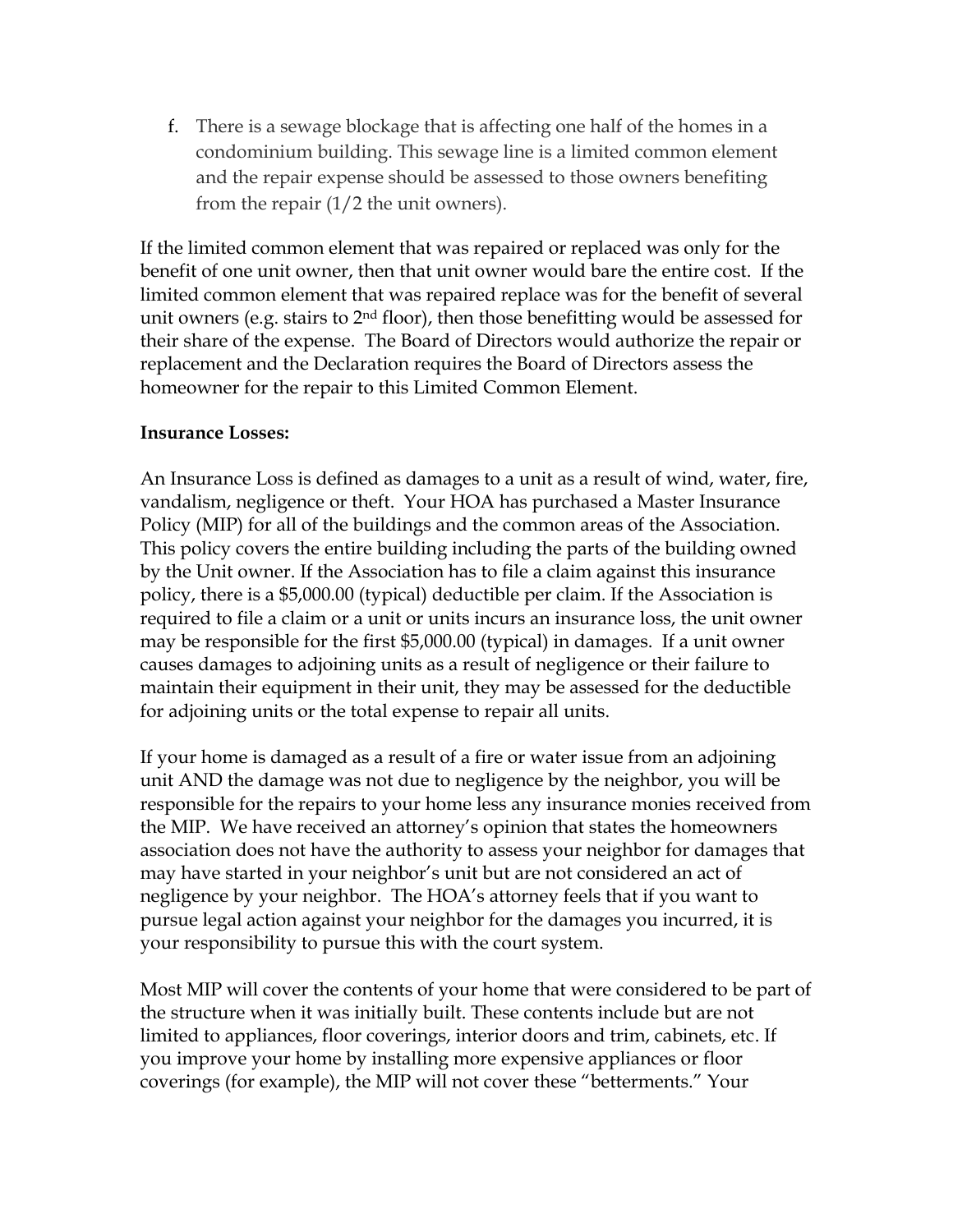f. There is a sewage blockage that is affecting one half of the homes in a condominium building. This sewage line is a limited common element and the repair expense should be assessed to those owners benefiting from the repair (1/2 the unit owners).

If the limited common element that was repaired or replaced was only for the benefit of one unit owner, then that unit owner would bare the entire cost. If the limited common element that was repaired replace was for the benefit of several unit owners (e.g. stairs to 2nd floor), then those benefitting would be assessed for their share of the expense. The Board of Directors would authorize the repair or replacement and the Declaration requires the Board of Directors assess the homeowner for the repair to this Limited Common Element.

**Insurance Losses:**

An Insurance Loss is defined as damages to a unit as a result of wind, water, fire, vandalism, negligence or theft. Your HOA has purchased a Master Insurance Policy (MIP) for all of the buildings and the common areas of the Association. This policy covers the entire building including the parts of the building owned by the Unit owner. If the Association has to file a claim against this insurance policy, there is a $5,000.00 (typical) deductible per claim. If the Association is required to file a claim or a unit or units incurs an insurance loss, the unit owner may be responsible for the first $5,000.00 (typical) in damages. If a unit owner causes damages to adjoining units as a result of negligence or their failure to maintain their equipment in their unit, they may be assessed for the deductible for adjoining units or the total expense to repair all units.

If your home is damaged as a result of a fire or water issue from an adjoining unit AND the damage was not due to negligence by the neighbor, you will be responsible for the repairs to your home less any insurance monies received from the MIP. We have received an attorney's opinion that states the homeowners association does not have the authority to assess your neighbor for damages that may have started in your neighbor's unit but are not considered an act of negligence by your neighbor. The HOA's attorney feels that if you want to pursue legal action against your neighbor for the damages you incurred, it is your responsibility to pursue this with the court system.

Most MIP will cover the contents of your home that were considered to be part of the structure when it was initially built. These contents include but are not limited to appliances, floor coverings, interior doors and trim, cabinets, etc. If you improve your home by installing more expensive appliances or floor coverings (for example), the MIP will not cover these "betterments." Your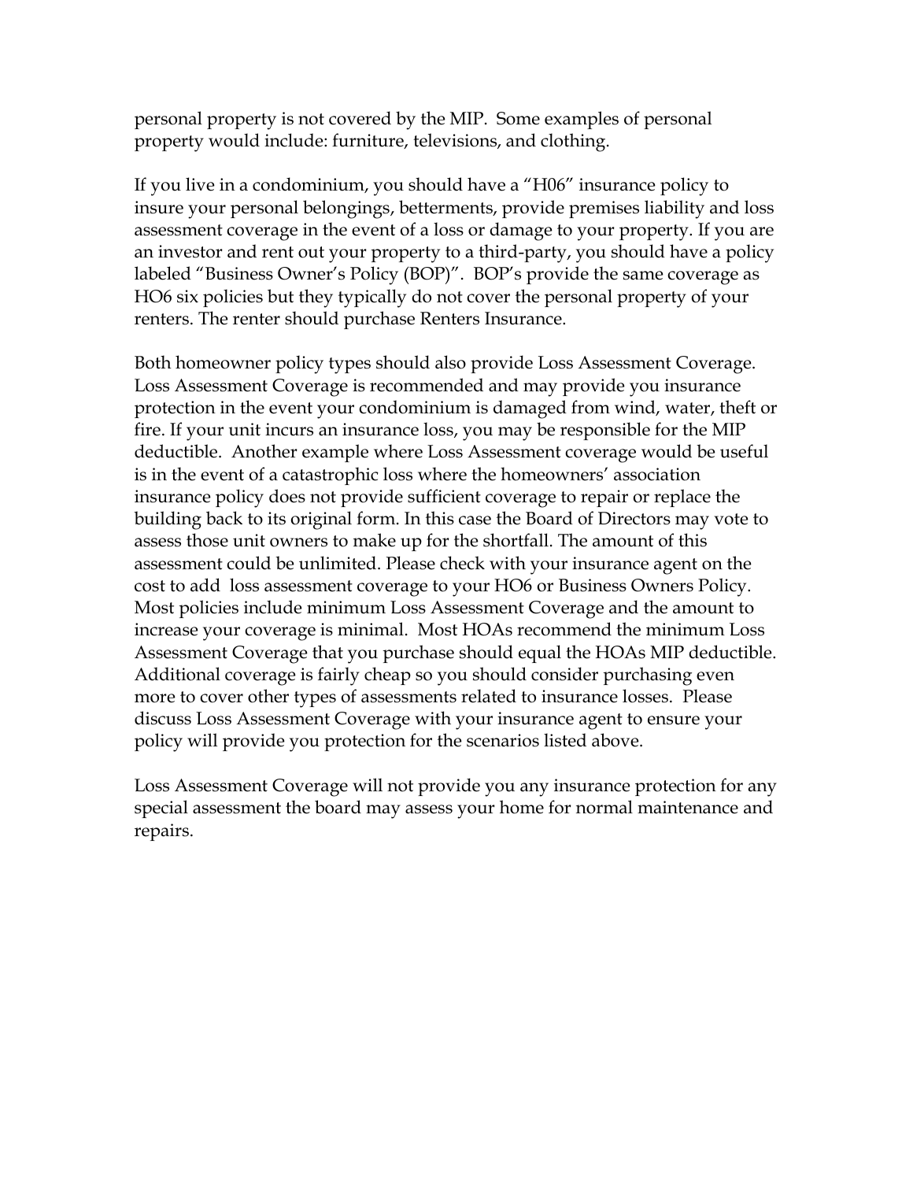personal property is not covered by the MIP. Some examples of personal property would include: furniture, televisions, and clothing.

If you live in a condominium, you should have a "H06" insurance policy to insure your personal belongings, betterments, provide premises liability and loss assessment coverage in the event of a loss or damage to your property. If you are an investor and rent out your property to a third-party, you should have a policy labeled "Business Owner's Policy (BOP)". BOP's provide the same coverage as HO6 six policies but they typically do not cover the personal property of your renters. The renter should purchase Renters Insurance.

Both homeowner policy types should also provide Loss Assessment Coverage. Loss Assessment Coverage is recommended and may provide you insurance protection in the event your condominium is damaged from wind, water, theft or fire. If your unit incurs an insurance loss, you may be responsible for the MIP deductible. Another example where Loss Assessment coverage would be useful is in the event of a catastrophic loss where the homeowners' association insurance policy does not provide sufficient coverage to repair or replace the building back to its original form. In this case the Board of Directors may vote to assess those unit owners to make up for the shortfall. The amount of this assessment could be unlimited. Please check with your insurance agent on the cost to add loss assessment coverage to your HO6 or Business Owners Policy. Most policies include minimum Loss Assessment Coverage and the amount to increase your coverage is minimal. Most HOAs recommend the minimum Loss Assessment Coverage that you purchase should equal the HOAs MIP deductible. Additional coverage is fairly cheap so you should consider purchasing even more to cover other types of assessments related to insurance losses. Please discuss Loss Assessment Coverage with your insurance agent to ensure your policy will provide you protection for the scenarios listed above.

Loss Assessment Coverage will not provide you any insurance protection for any special assessment the board may assess your home for normal maintenance and repairs.